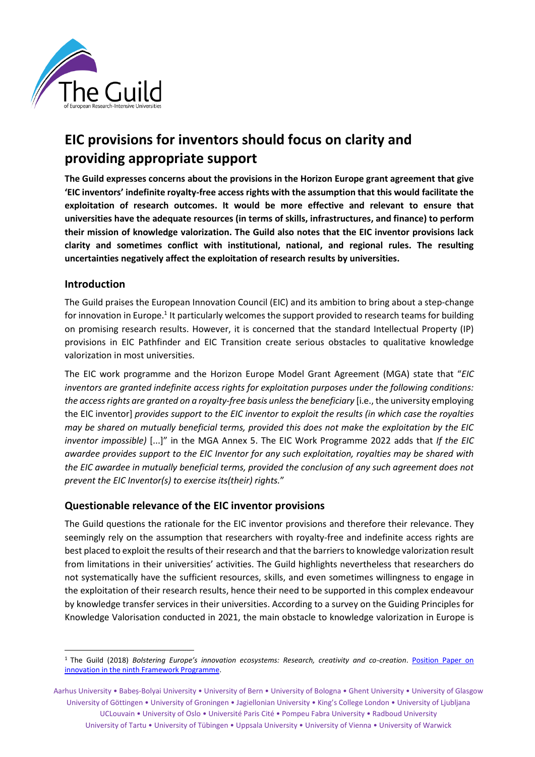# EIC provisions for inventors should focus on clarity and providing appropriate support

**The Guild expresses concerns about the provisions in the Horizon Europe grant agreement that give 'EIC inventors' indefinite royalty-free access rights with the assumption that this would facilitate the exploitation of research outcomes. It would be more effective and relevant to ensure that universities have the adequate resources (in terms of skills, infrastructures, and finance) to perform their mission of knowledge valorization. The Guild also notes that the EIC inventor provisions lack clarity and sometimes conflict with institutional, national, and regional rules. The resulting uncertainties negatively affect the exploitation of research results by universities.**

## Introduction

The Guild praises the European Innovation Council (EIC) and its ambition to bring about a step-change for innovation in Europe.[1] It particularly welcomes the support provided to research teams for building on promising research results. However, it is concerned that the standard Intellectual Property (IP) provisions in EIC Pathfinder and EIC Transition create serious obstacles to qualitative knowledge valorization in most universities.

The EIC work programme and the Horizon Europe Model Grant Agreement (MGA) state that "*EIC inventors are granted indefinite access rights for exploitation purposes under the following conditions: the access rights are granted on a royalty-free basis unless the beneficiary* [i.e., the university employing the EIC inventor] *provides support to the EIC inventor to exploit the results (in which case the royalties may be shared on mutually beneficial terms, provided this does not make the exploitation by the EIC inventor impossible)* [...]" in the MGA Annex 5. The EIC Work Programme 2022 adds that *If the EIC awardee provides support to the EIC Inventor for any such exploitation, royalties may be shared with the EIC awardee in mutually beneficial terms, provided the conclusion of any such agreement does not prevent the EIC Inventor(s) to exercise its(their) rights.*"

## Questionable relevance of the EIC inventor provisions

The Guild questions the rationale for the EIC inventor provisions and therefore their relevance. They seemingly rely on the assumption that researchers with royalty-free and indefinite access rights are best placed to exploit the results of their research and that the barriers to knowledge valorization result from limitations in their universities' activities. The Guild highlights nevertheless that researchers do not systematically have the sufficient resources, skills, and even sometimes willingness to engage in the exploitation of their research results, hence their need to be supported in this complex endeavour by knowledge transfer services in their universities. According to a survey on the Guiding Principles for Knowledge Valorisation conducted in 2021, the main obstacle to knowledge valorization in Europe is

[1] The Guild (2018) *Bolstering Europe's innovation ecosystems: Research, creativity and co-creation*. Position Paper on innovation in the ninth Framework Programme.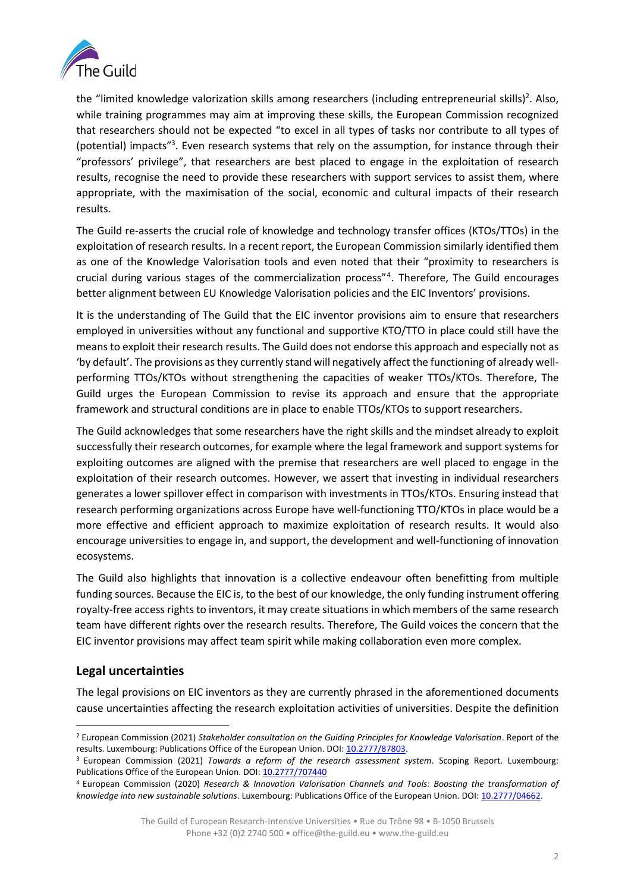the "limited knowledge valorization skills among researchers (including entrepreneurial skills)[2]. Also, while training programmes may aim at improving these skills, the European Commission recognized that researchers should not be expected "to excel in all types of tasks nor contribute to all types of (potential) impacts"[3]. Even research systems that rely on the assumption, for instance through their "professors' privilege", that researchers are best placed to engage in the exploitation of research results, recognise the need to provide these researchers with support services to assist them, where appropriate, with the maximisation of the social, economic and cultural impacts of their research results.

The Guild re-asserts the crucial role of knowledge and technology transfer offices (KTOs/TTOs) in the exploitation of research results. In a recent report, the European Commission similarly identified them as one of the Knowledge Valorisation tools and even noted that their "proximity to researchers is crucial during various stages of the commercialization process"[4]. Therefore, The Guild encourages better alignment between EU Knowledge Valorisation policies and the EIC Inventors' provisions.

It is the understanding of The Guild that the EIC inventor provisions aim to ensure that researchers employed in universities without any functional and supportive KTO/TTO in place could still have the means to exploit their research results. The Guild does not endorse this approach and especially not as 'by default'. The provisions as they currently stand will negatively affect the functioning of already well-performing TTOs/KTOs without strengthening the capacities of weaker TTOs/KTOs. Therefore, The Guild urges the European Commission to revise its approach and ensure that the appropriate framework and structural conditions are in place to enable TTOs/KTOs to support researchers.

The Guild acknowledges that some researchers have the right skills and the mindset already to exploit successfully their research outcomes, for example where the legal framework and support systems for exploiting outcomes are aligned with the premise that researchers are well placed to engage in the exploitation of their research outcomes. However, we assert that investing in individual researchers generates a lower spillover effect in comparison with investments in TTOs/KTOs. Ensuring instead that research performing organizations across Europe have well-functioning TTO/KTOs in place would be a more effective and efficient approach to maximize exploitation of research results. It would also encourage universities to engage in, and support, the development and well-functioning of innovation ecosystems.

The Guild also highlights that innovation is a collective endeavour often benefitting from multiple funding sources. Because the EIC is, to the best of our knowledge, the only funding instrument offering royalty-free access rights to inventors, it may create situations in which members of the same research team have different rights over the research results. Therefore, The Guild voices the concern that the EIC inventor provisions may affect team spirit while making collaboration even more complex.

## Legal uncertainties

The legal provisions on EIC inventors as they are currently phrased in the aforementioned documents cause uncertainties affecting the research exploitation activities of universities. Despite the definition

---

[2] European Commission (2021) *Stakeholder consultation on the Guiding Principles for Knowledge Valorisation*. Report of the results. Luxembourg: Publications Office of the European Union. DOI: 10.2777/87803.

[3] European Commission (2021) *Towards a reform of the research assessment system*. Scoping Report. Luxembourg: Publications Office of the European Union. DOI: 10.2777/707440

[4] European Commission (2020) *Research & Innovation Valorisation Channels and Tools: Boosting the transformation of knowledge into new sustainable solutions*. Luxembourg: Publications Office of the European Union. DOI: 10.2777/04662.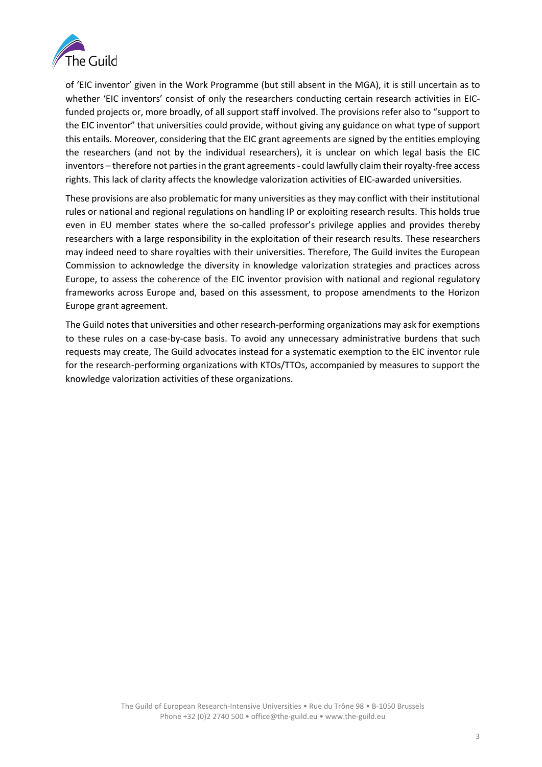of 'EIC inventor' given in the Work Programme (but still absent in the MGA), it is still uncertain as to whether 'EIC inventors' consist of only the researchers conducting certain research activities in EIC-funded projects or, more broadly, of all support staff involved. The provisions refer also to "support to the EIC inventor" that universities could provide, without giving any guidance on what type of support this entails. Moreover, considering that the EIC grant agreements are signed by the entities employing the researchers (and not by the individual researchers), it is unclear on which legal basis the EIC inventors – therefore not parties in the grant agreements - could lawfully claim their royalty-free access rights. This lack of clarity affects the knowledge valorization activities of EIC-awarded universities.

These provisions are also problematic for many universities as they may conflict with their institutional rules or national and regional regulations on handling IP or exploiting research results. This holds true even in EU member states where the so-called professor's privilege applies and provides thereby researchers with a large responsibility in the exploitation of their research results. These researchers may indeed need to share royalties with their universities. Therefore, The Guild invites the European Commission to acknowledge the diversity in knowledge valorization strategies and practices across Europe, to assess the coherence of the EIC inventor provision with national and regional regulatory frameworks across Europe and, based on this assessment, to propose amendments to the Horizon Europe grant agreement.

The Guild notes that universities and other research-performing organizations may ask for exemptions to these rules on a case-by-case basis. To avoid any unnecessary administrative burdens that such requests may create, The Guild advocates instead for a systematic exemption to the EIC inventor rule for the research-performing organizations with KTOs/TTOs, accompanied by measures to support the knowledge valorization activities of these organizations.